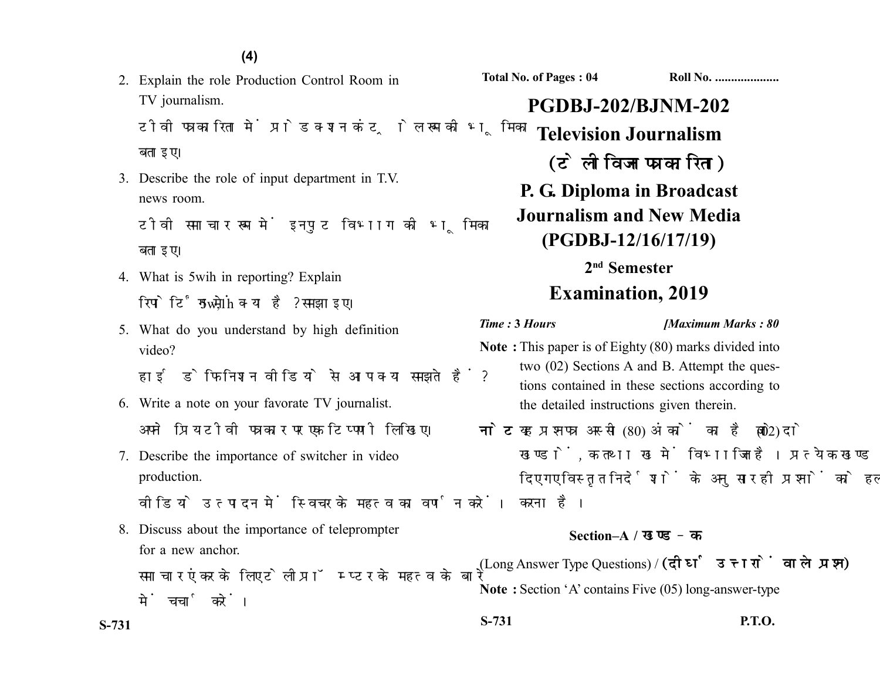**Total No. of Pages : 04** **Roll No. ....................**

# PGDBJ-202/BJNM-202

# Television Journalism

## (टेलीविजन पत्रकारिता)

## P. G. Diploma in Broadcast Journalism and New Media (PGDBJ-12/16/17/19)

### 2nd Semester

## Examination, 2019

*Time : 3 Hours* *[Maximum Marks : 80*

**Note :** This paper is of Eighty (80) marks divided into two (02) Sections A and B. Attempt the questions contained in these sections according to the detailed instructions given therein.

**नोट :** यह प्रश्नपत्र अस्सी (80) अंकों का है जो दो (02) खण्डों, क तथा ख में विभाजित है। प्रत्येक खण्ड में दिए गए विस्तृत निर्देशों के अनुसार ही प्रश्नों को हल करना है।

### Section–A / खण्ड–क

(Long Answer Type Questions) / **(दीर्घ उत्तरों वाले प्रश्न)**

**Note :** Section 'A' contains Five (05) long-answer-type

---

2. Explain the role Production Control Room in TV journalism.

   टीवी पत्रकारिता में प्रोडक्शन कंट्रोल रूम की भूमिका बताइए।

3. Describe the role of input department in T.V. news room.

   टीवी समाचार रूम में इनपुट विभाग की भूमिका बताइए।

4. What is 5wih in reporting? Explain

   रिपोर्टिंग में 5wih क्या है? समझाइए।

5. What do you understand by high definition video?

   हाई डेफिनिशन वीडियो से आप क्या समझते हैं?

6. Write a note on your favorate TV journalist.

   अपने प्रिय टीवी पत्रकार पर एक टिप्पणी लिखिए।

7. Describe the importance of switcher in video production.

   वीडियो उत्पादन में स्विचर के महत्व का वर्णन करें।

8. Discuss about the importance of teleprompter for a new anchor.

   समाचार एंकर के लिए टेलीप्रॉम्पटर के महत्व के बारे में चर्चा करें।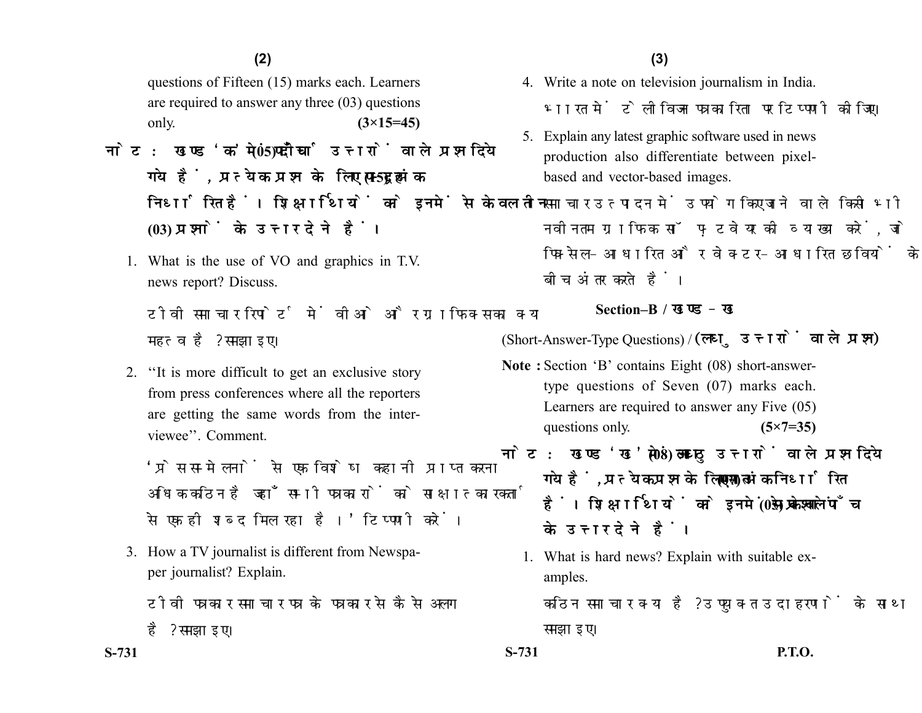questions of Fifteen (15) marks each. Learners are required to answer any three (03) questions only. **(3×15=45)**

**नोट :** खण्ड 'क' में **(05)** दीर्घ उत्तरों वाले प्रश्न दिये गये हैं, प्रत्येक प्रश्न के लिए **(15)** अंक निर्धारित हैं। शिक्षार्थियों को इनमें से केवल तीन **(03)** प्रश्नों के उत्तर देने हैं।

1. What is the use of VO and graphics in T.V. news report? Discuss.

   टीवी समाचार रिपोर्ट में वीओ और ग्राफिक्स का क्या महत्व है? समझाइए।

2. "It is more difficult to get an exclusive story from press conferences where all the reporters are getting the same words from the interviewee". Comment.

   'प्रेस सम्मेलनों से एक विशेष कहानी प्राप्त करना अधिक कठिन है जहाँ सभी पत्रकारों को साक्षात्कारकर्ता से एक ही शब्द मिल रहा है।' टिप्पणी करें।

3. How a TV journalist is different from Newspaper journalist? Explain.

   टीवी पत्रकार समाचार पत्र के पत्रकार से कैसे अलग है? समझाइए।

4. Write a note on television journalism in India.

   भारत में टेलीविजन पत्रकारिता पर टिप्पणी कीजिए।

5. Explain any latest graphic software used in news production also differentiate between pixel-based and vector-based images.

   समाचार उत्पादन में उपयोग किए जाने वाले किसी भी नवीनतम ग्राफिक सॉफ्टवेयर की व्याख्या करें, जो पिक्सेल-आधारित और वेक्टर-आधारित छवियों के बीच अंतर करते हैं।

## Section–B / खण्ड–ख

(Short-Answer-Type Questions) / **(लघु उत्तरों वाले प्रश्न)**

**Note :** Section 'B' contains Eight (08) short-answer-type questions of Seven (07) marks each. Learners are required to answer any Five (05) questions only. **(5×7=35)**

**नोट :** खण्ड 'ख' में **(08)** लघु उत्तरों वाले प्रश्न दिये गये हैं, प्रत्येक प्रश्न के लिए **(07)** अंक निर्धारित हैं। शिक्षार्थियों को इनमें से केवल पाँच **(05)** प्रश्नों के उत्तर देने हैं।

1. What is hard news? Explain with suitable examples.

   कठिन समाचार क्या है? उपयुक्त उदाहरणों के साथ समझाइए।